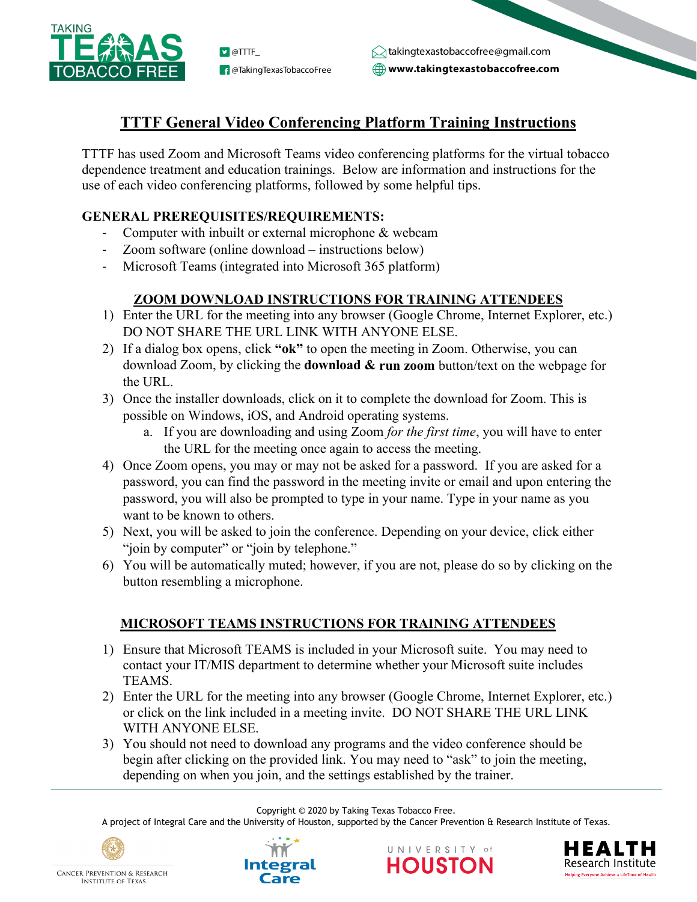# TTTF General Video Conferencing Platform Training Instructions

TTTF has used Zoom and Microsoft Teams video conferencing platforms for the virtual tobacco dependence treatment and education trainings. Below are information and instructions for the use of each video conferencing platforms, followed by some helpful tips.

## GENERAL PREREQUISITES/REQUIREMENTS:

- Computer with inbuilt or external microphone & webcam
- Zoom software (online download – instructions below)
- Microsoft Teams (integrated into Microsoft 365 platform)

## ZOOM DOWNLOAD INSTRUCTIONS FOR TRAINING ATTENDEES

1) Enter the URL for the meeting into any browser (Google Chrome, Internet Explorer, etc.) DO NOT SHARE THE URL LINK WITH ANYONE ELSE.
2) If a dialog box opens, click **"ok"** to open the meeting in Zoom. Otherwise, you can download Zoom, by clicking the **download & run zoom** button/text on the webpage for the URL.
3) Once the installer downloads, click on it to complete the download for Zoom. This is possible on Windows, iOS, and Android operating systems.
   a. If you are downloading and using Zoom *for the first time*, you will have to enter the URL for the meeting once again to access the meeting.
4) Once Zoom opens, you may or may not be asked for a password. If you are asked for a password, you can find the password in the meeting invite or email and upon entering the password, you will also be prompted to type in your name. Type in your name as you want to be known to others.
5) Next, you will be asked to join the conference. Depending on your device, click either "join by computer" or "join by telephone."
6) You will be automatically muted; however, if you are not, please do so by clicking on the button resembling a microphone.

## MICROSOFT TEAMS INSTRUCTIONS FOR TRAINING ATTENDEES

1) Ensure that Microsoft TEAMS is included in your Microsoft suite. You may need to contact your IT/MIS department to determine whether your Microsoft suite includes TEAMS.
2) Enter the URL for the meeting into any browser (Google Chrome, Internet Explorer, etc.) or click on the link included in a meeting invite. DO NOT SHARE THE URL LINK WITH ANYONE ELSE.
3) You should not need to download any programs and the video conference should be begin after clicking on the provided link. You may need to "ask" to join the meeting, depending on when you join, and the settings established by the trainer.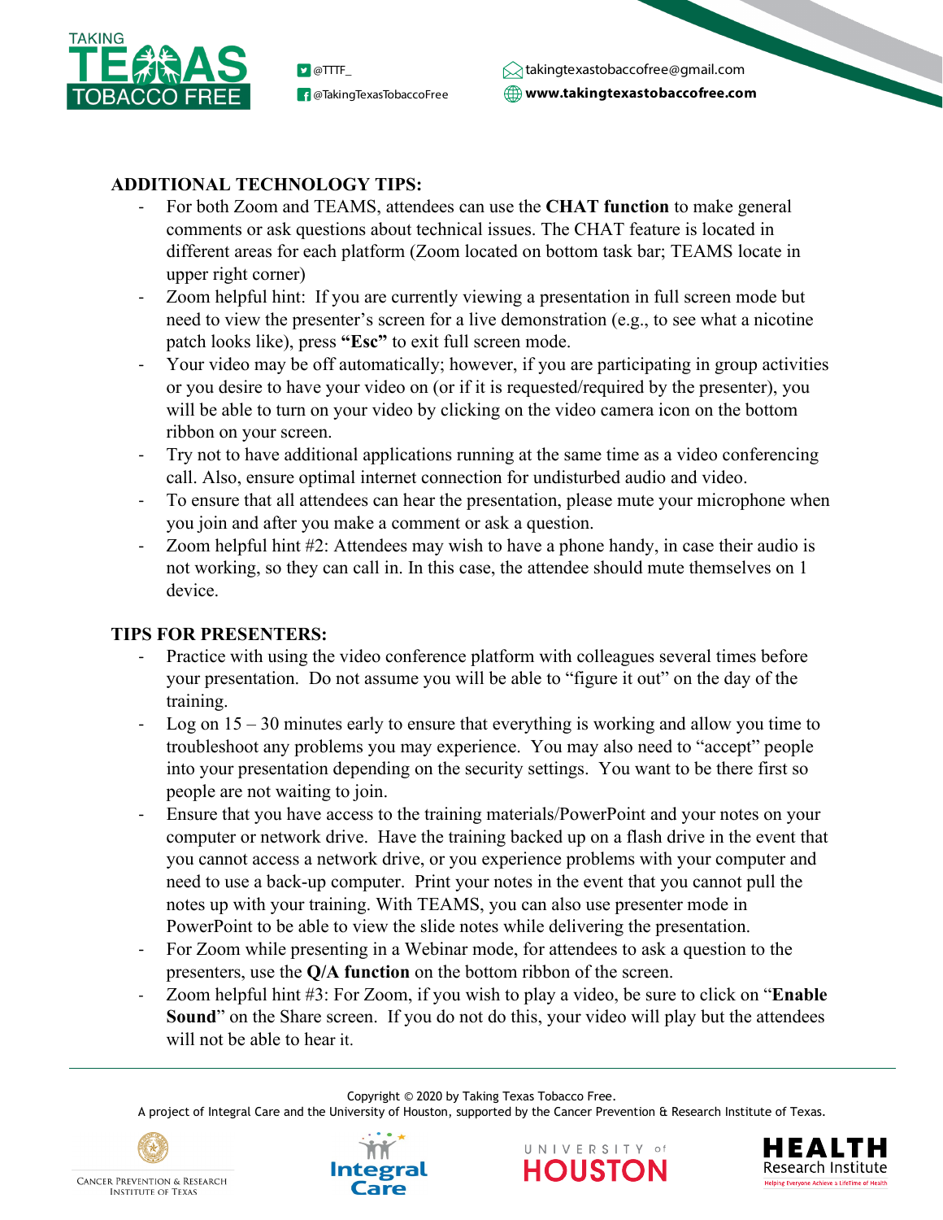## ADDITIONAL TECHNOLOGY TIPS:

- For both Zoom and TEAMS, attendees can use the **CHAT function** to make general comments or ask questions about technical issues. The CHAT feature is located in different areas for each platform (Zoom located on bottom task bar; TEAMS locate in upper right corner)
- Zoom helpful hint: If you are currently viewing a presentation in full screen mode but need to view the presenter's screen for a live demonstration (e.g., to see what a nicotine patch looks like), press **"Esc"** to exit full screen mode.
- Your video may be off automatically; however, if you are participating in group activities or you desire to have your video on (or if it is requested/required by the presenter), you will be able to turn on your video by clicking on the video camera icon on the bottom ribbon on your screen.
- Try not to have additional applications running at the same time as a video conferencing call. Also, ensure optimal internet connection for undisturbed audio and video.
- To ensure that all attendees can hear the presentation, please mute your microphone when you join and after you make a comment or ask a question.
- Zoom helpful hint #2: Attendees may wish to have a phone handy, in case their audio is not working, so they can call in. In this case, the attendee should mute themselves on 1 device.

## TIPS FOR PRESENTERS:

- Practice with using the video conference platform with colleagues several times before your presentation. Do not assume you will be able to "figure it out" on the day of the training.
- Log on 15 – 30 minutes early to ensure that everything is working and allow you time to troubleshoot any problems you may experience. You may also need to "accept" people into your presentation depending on the security settings. You want to be there first so people are not waiting to join.
- Ensure that you have access to the training materials/PowerPoint and your notes on your computer or network drive. Have the training backed up on a flash drive in the event that you cannot access a network drive, or you experience problems with your computer and need to use a back-up computer. Print your notes in the event that you cannot pull the notes up with your training. With TEAMS, you can also use presenter mode in PowerPoint to be able to view the slide notes while delivering the presentation.
- For Zoom while presenting in a Webinar mode, for attendees to ask a question to the presenters, use the **Q/A function** on the bottom ribbon of the screen.
- Zoom helpful hint #3: For Zoom, if you wish to play a video, be sure to click on "**Enable Sound**" on the Share screen. If you do not do this, your video will play but the attendees will not be able to hear it.